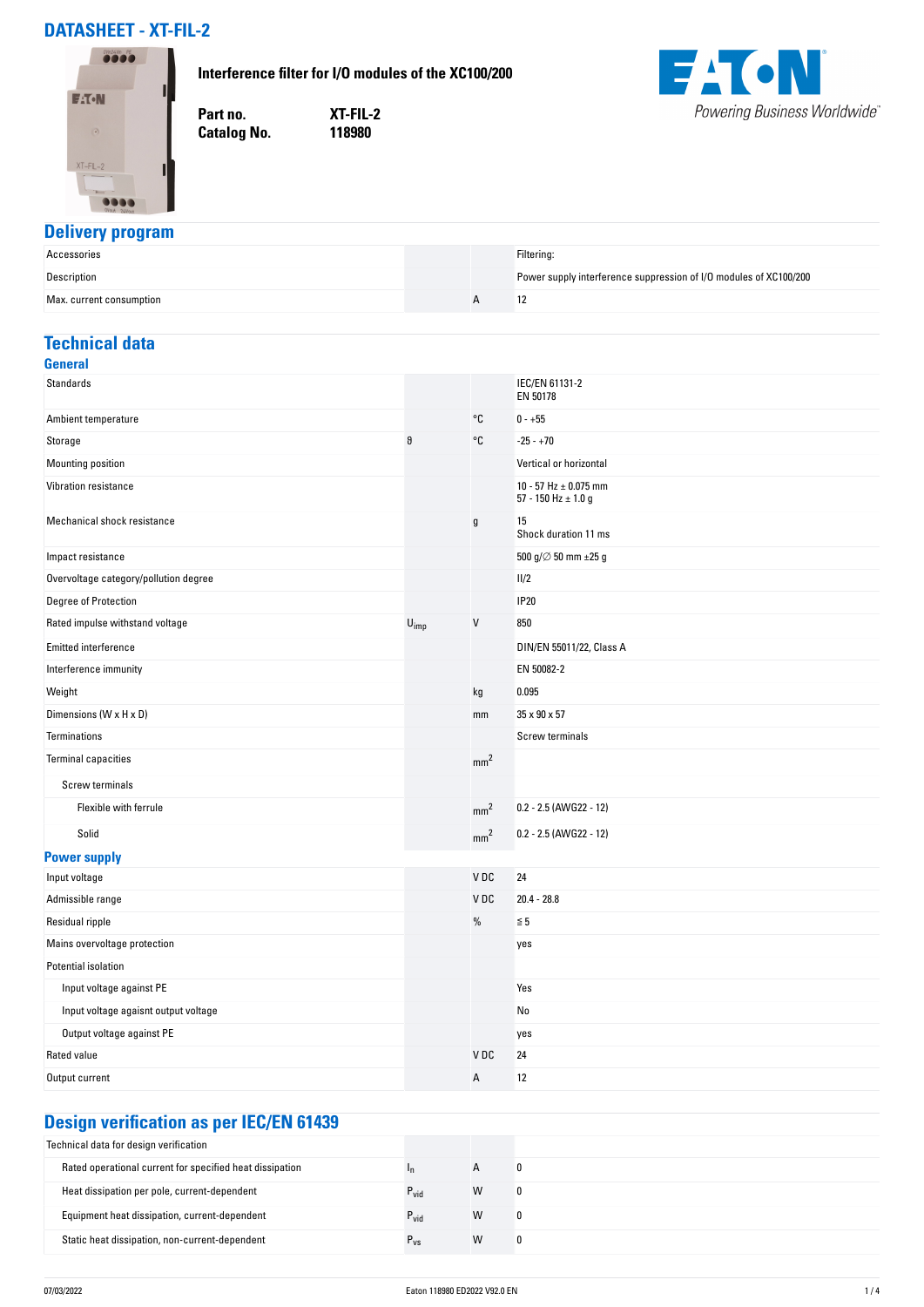# DATASHEET - XT-FIL-2

**Interference filter for I/O modules of the XC100/200**

| | |
|---|---|
| **Part no.** | **XT-FIL-2** |
| **Catalog No.** | **118980** |

## Delivery program

| | | | |
|---|---|---|---|
| Accessories | | | Filtering: |
| Description | | | Power supply interference suppression of I/O modules of XC100/200 |
| Max. current consumption | | A | 12 |

## Technical data

### General

| | | | |
|---|---|---|---|
| Standards | | | IEC/EN 61131-2<br>EN 50178 |
| Ambient temperature | | °C | 0 - +55 |
| Storage | ϑ | °C | -25 - +70 |
| Mounting position | | | Vertical or horizontal |
| Vibration resistance | | | 10 - 57 Hz ± 0.075 mm<br>57 - 150 Hz ± 1.0 g |
| Mechanical shock resistance | | g | 15<br>Shock duration 11 ms |
| Impact resistance | | | 500 g/∅ 50 mm ±25 g |
| Overvoltage category/pollution degree | | | II/2 |
| Degree of Protection | | | IP20 |
| Rated impulse withstand voltage | $U_{imp}$ | V | 850 |
| Emitted interference | | | DIN/EN 55011/22, Class A |
| Interference immunity | | | EN 50082-2 |
| Weight | | kg | 0.095 |
| Dimensions (W x H x D) | | mm | 35 x 90 x 57 |
| Terminations | | | Screw terminals |
| Terminal capacities | | $mm^2$ | |
| Screw terminals | | | |
| Flexible with ferrule | | $mm^2$ | 0.2 - 2.5 (AWG22 - 12) |
| Solid | | $mm^2$ | 0.2 - 2.5 (AWG22 - 12) |

### Power supply

| | | | |
|---|---|---|---|
| Input voltage | | V DC | 24 |
| Admissible range | | V DC | 20.4 - 28.8 |
| Residual ripple | | % | ≦ 5 |
| Mains overvoltage protection | | | yes |
| Potential isolation | | | |
| Input voltage against PE | | | Yes |
| Input voltage agaisnt output voltage | | | No |
| Output voltage against PE | | | yes |
| Rated value | | V DC | 24 |
| Output current | | A | 12 |

## Design verification as per IEC/EN 61439

| | | | |
|---|---|---|---|
| Technical data for design verification | | | |
| Rated operational current for specified heat dissipation | $I_n$ | A | 0 |
| Heat dissipation per pole, current-dependent | $P_{vid}$ | W | 0 |
| Equipment heat dissipation, current-dependent | $P_{vid}$ | W | 0 |
| Static heat dissipation, non-current-dependent | $P_{vs}$ | W | 0 |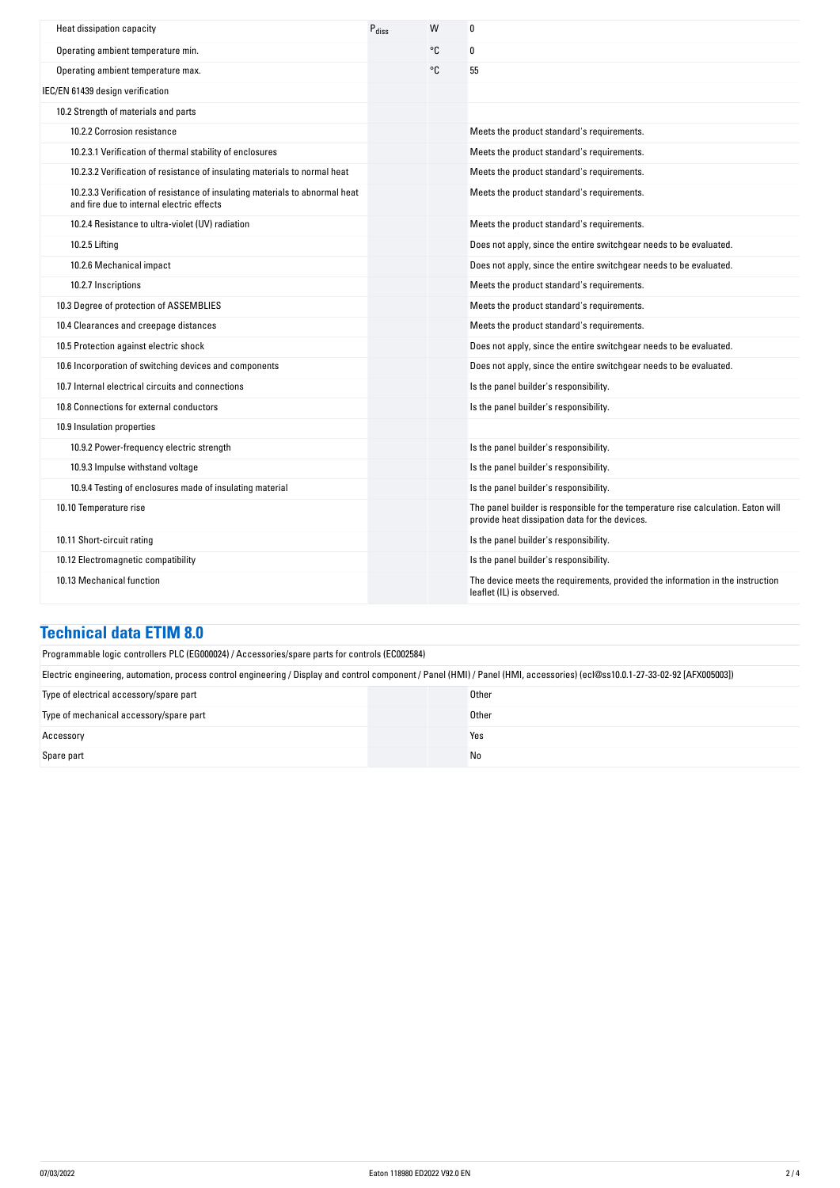| | | | |
|---|---|---|---|
| Heat dissipation capacity | $P_{diss}$ | W | 0 |
| Operating ambient temperature min. | | °C | 0 |
| Operating ambient temperature max. | | °C | 55 |
| IEC/EN 61439 design verification | | | |
| 10.2 Strength of materials and parts | | | |
| 10.2.2 Corrosion resistance | | | Meets the product standard's requirements. |
| 10.2.3.1 Verification of thermal stability of enclosures | | | Meets the product standard's requirements. |
| 10.2.3.2 Verification of resistance of insulating materials to normal heat | | | Meets the product standard's requirements. |
| 10.2.3.3 Verification of resistance of insulating materials to abnormal heat and fire due to internal electric effects | | | Meets the product standard's requirements. |
| 10.2.4 Resistance to ultra-violet (UV) radiation | | | Meets the product standard's requirements. |
| 10.2.5 Lifting | | | Does not apply, since the entire switchgear needs to be evaluated. |
| 10.2.6 Mechanical impact | | | Does not apply, since the entire switchgear needs to be evaluated. |
| 10.2.7 Inscriptions | | | Meets the product standard's requirements. |
| 10.3 Degree of protection of ASSEMBLIES | | | Meets the product standard's requirements. |
| 10.4 Clearances and creepage distances | | | Meets the product standard's requirements. |
| 10.5 Protection against electric shock | | | Does not apply, since the entire switchgear needs to be evaluated. |
| 10.6 Incorporation of switching devices and components | | | Does not apply, since the entire switchgear needs to be evaluated. |
| 10.7 Internal electrical circuits and connections | | | Is the panel builder's responsibility. |
| 10.8 Connections for external conductors | | | Is the panel builder's responsibility. |
| 10.9 Insulation properties | | | |
| 10.9.2 Power-frequency electric strength | | | Is the panel builder's responsibility. |
| 10.9.3 Impulse withstand voltage | | | Is the panel builder's responsibility. |
| 10.9.4 Testing of enclosures made of insulating material | | | Is the panel builder's responsibility. |
| 10.10 Temperature rise | | | The panel builder is responsible for the temperature rise calculation. Eaton will provide heat dissipation data for the devices. |
| 10.11 Short-circuit rating | | | Is the panel builder's responsibility. |
| 10.12 Electromagnetic compatibility | | | Is the panel builder's responsibility. |
| 10.13 Mechanical function | | | The device meets the requirements, provided the information in the instruction leaflet (IL) is observed. |

## Technical data ETIM 8.0

Programmable logic controllers PLC (EG000024) / Accessories/spare parts for controls (EC002584)

Electric engineering, automation, process control engineering / Display and control component / Panel (HMI) / Panel (HMI, accessories) (ecl@ss10.0.1-27-33-02-92 [AFX005003])

| | | | |
|---|---|---|---|
| Type of electrical accessory/spare part | | | Other |
| Type of mechanical accessory/spare part | | | Other |
| Accessory | | | Yes |
| Spare part | | | No |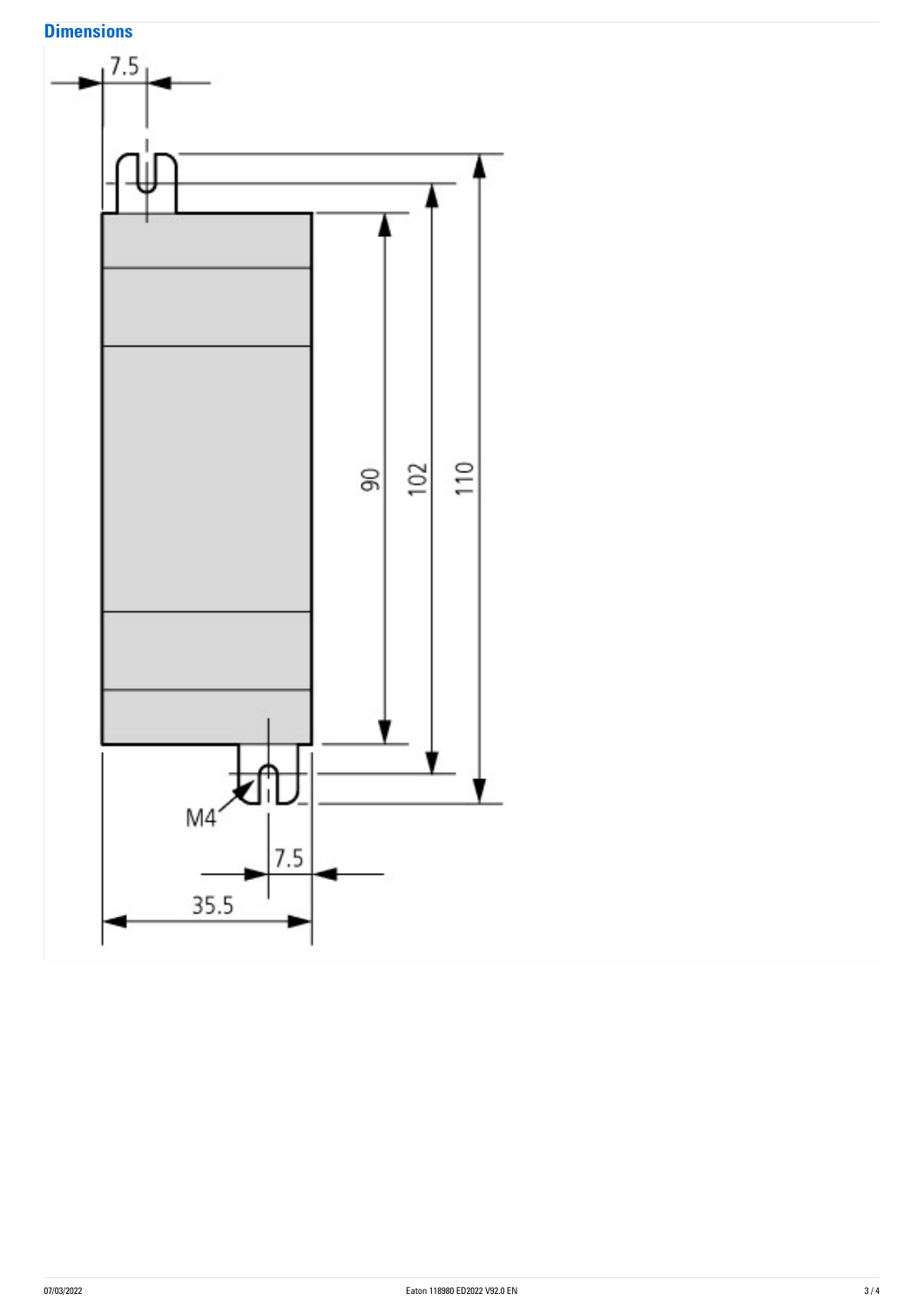## Dimensions

7.5

90

102

110

M4

7.5

35.5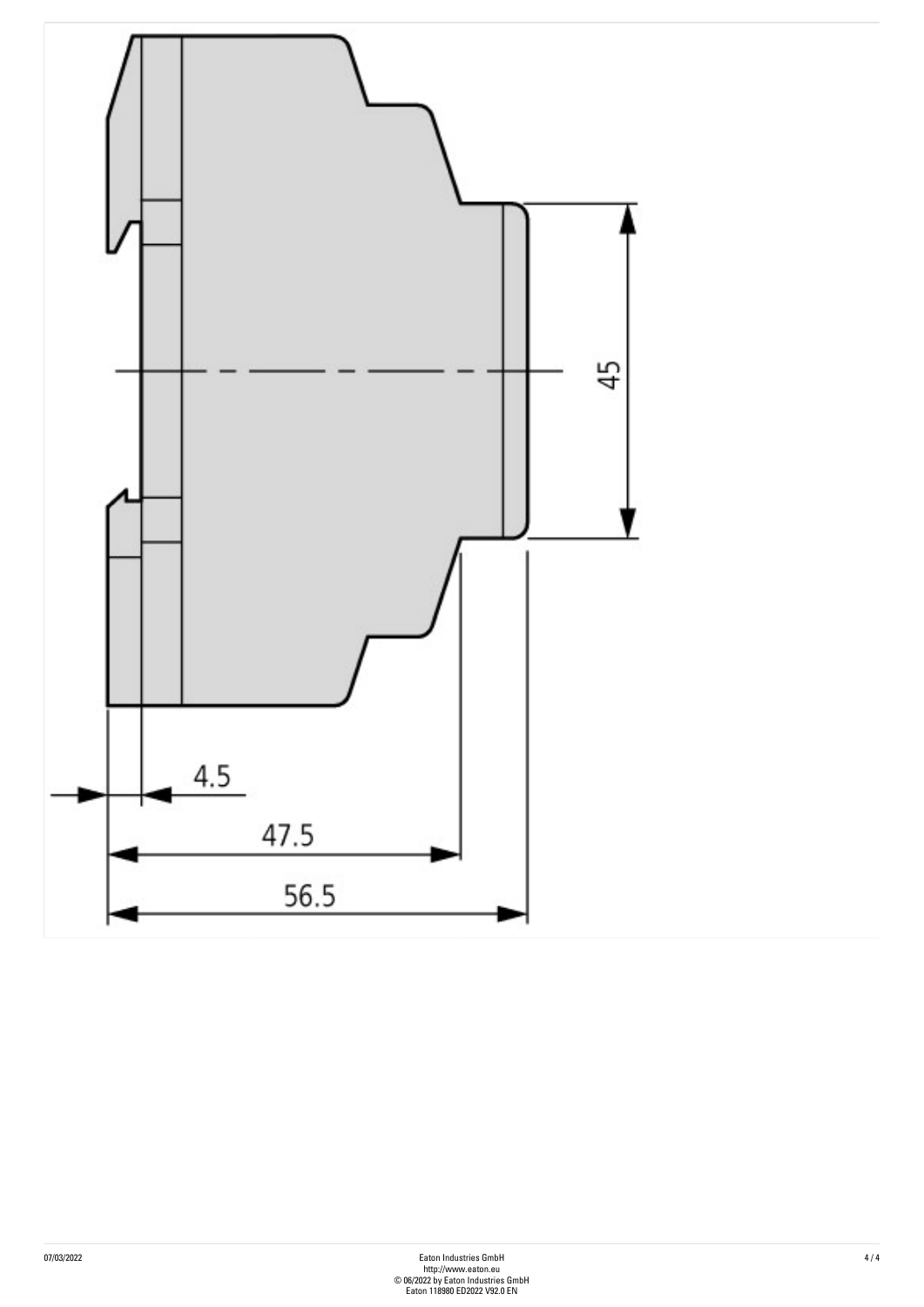45

4.5

47.5

56.5